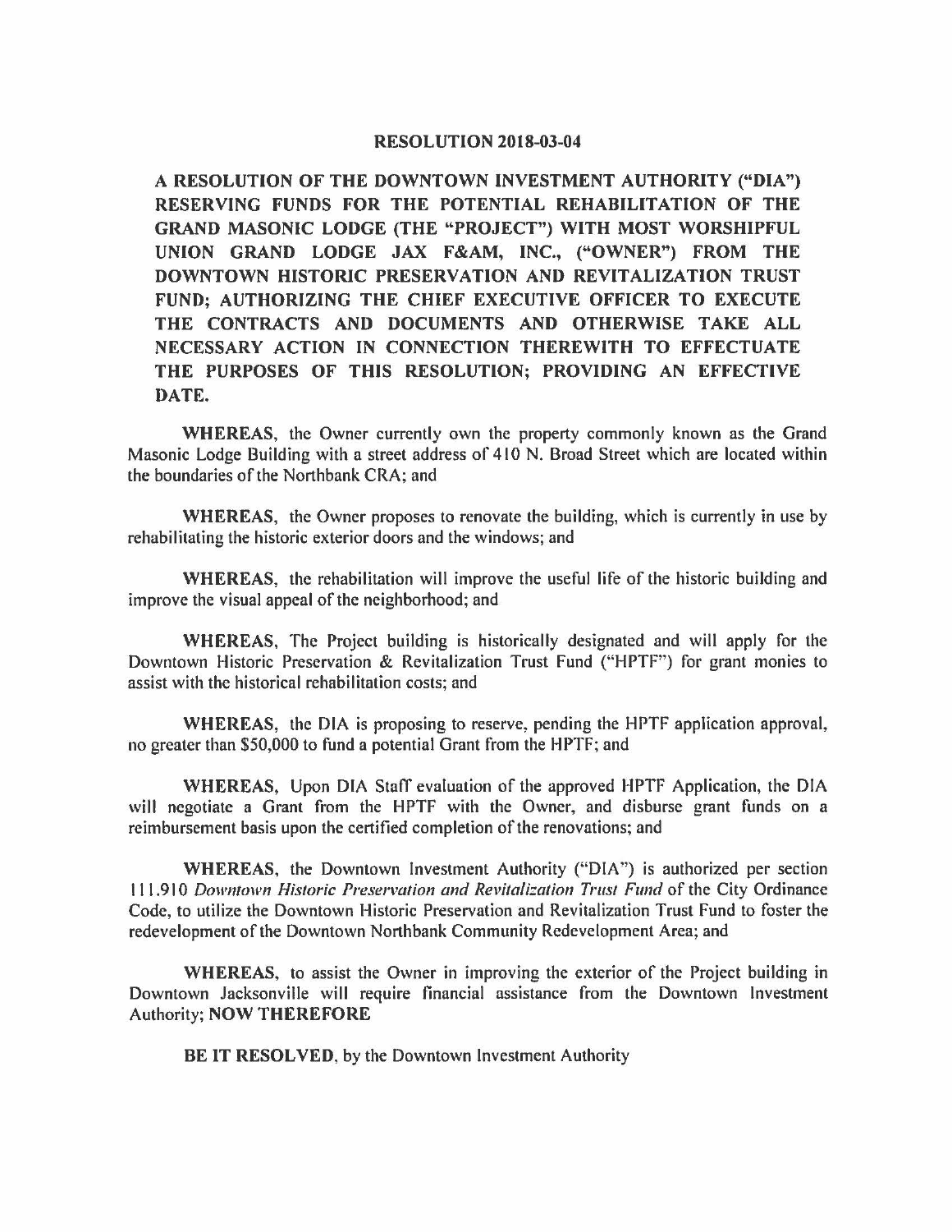# RESOLUTION 2018-03-04

**A RESOLUTION OF THE DOWNTOWN INVESTMENT AUTHORITY ("DIA") RESERVING FUNDS FOR THE POTENTIAL REHABILITATION OF THE GRAND MASONIC LODGE (THE "PROJECT") WITH MOST WORSHIPFUL UNION GRAND LODGE JAX F&AM, INC., ("OWNER") FROM THE DOWNTOWN HISTORIC PRESERVATION AND REVITALIZATION TRUST FUND; AUTHORIZING THE CHIEF EXECUTIVE OFFICER TO EXECUTE THE CONTRACTS AND DOCUMENTS AND OTHERWISE TAKE ALL NECESSARY ACTION IN CONNECTION THEREWITH TO EFFECTUATE THE PURPOSES OF THIS RESOLUTION; PROVIDING AN EFFECTIVE DATE.**

**WHEREAS**, the Owner currently own the property commonly known as the Grand Masonic Lodge Building with a street address of 410 N. Broad Street which are located within the boundaries of the Northbank CRA; and

**WHEREAS**, the Owner proposes to renovate the building, which is currently in use by rehabilitating the historic exterior doors and the windows; and

**WHEREAS**, the rehabilitation will improve the useful life of the historic building and improve the visual appeal of the neighborhood; and

**WHEREAS**, The Project building is historically designated and will apply for the Downtown Historic Preservation & Revitalization Trust Fund ("HPTF") for grant monies to assist with the historical rehabilitation costs; and

**WHEREAS**, the DIA is proposing to reserve, pending the HPTF application approval, no greater than $50,000 to fund a potential Grant from the HPTF; and

**WHEREAS**, Upon DIA Staff evaluation of the approved HPTF Application, the DIA will negotiate a Grant from the HPTF with the Owner, and disburse grant funds on a reimbursement basis upon the certified completion of the renovations; and

**WHEREAS**, the Downtown Investment Authority ("DIA") is authorized per section 111.910 *Downtown Historic Preservation and Revitalization Trust Fund* of the City Ordinance Code, to utilize the Downtown Historic Preservation and Revitalization Trust Fund to foster the redevelopment of the Downtown Northbank Community Redevelopment Area; and

**WHEREAS**, to assist the Owner in improving the exterior of the Project building in Downtown Jacksonville will require financial assistance from the Downtown Investment Authority; **NOW THEREFORE**

**BE IT RESOLVED**, by the Downtown Investment Authority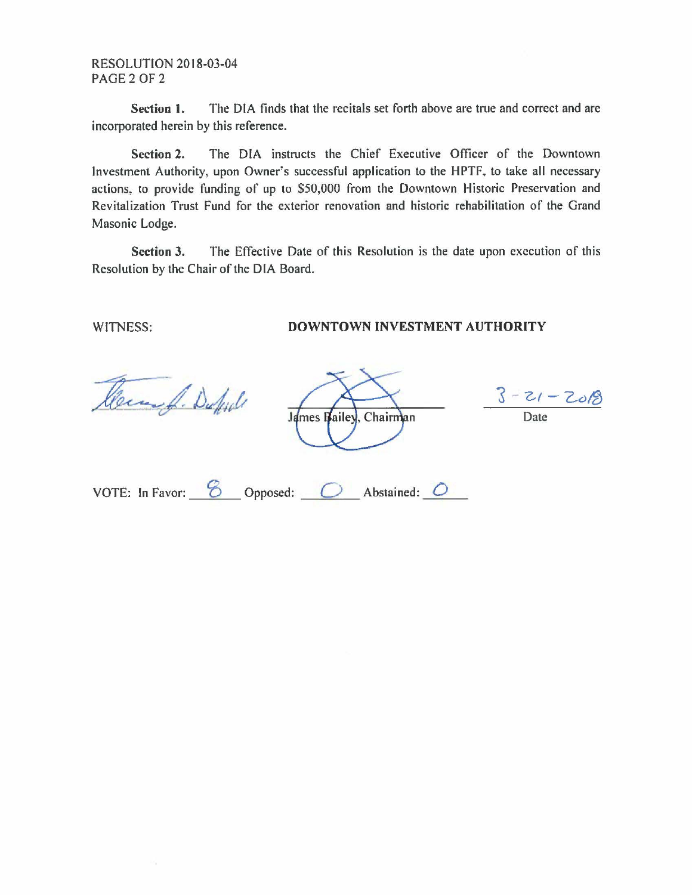RESOLUTION 2018-03-04

**Section 1.** The DIA finds that the recitals set forth above are true and correct and are incorporated herein by this reference.

**Section 2.** The DIA instructs the Chief Executive Officer of the Downtown Investment Authority, upon Owner's successful application to the HPTF, to take all necessary actions, to provide funding of up to $50,000 from the Downtown Historic Preservation and Revitalization Trust Fund for the exterior renovation and historic rehabilitation of the Grand Masonic Lodge.

**Section 3.** The Effective Date of this Resolution is the date upon execution of this Resolution by the Chair of the DIA Board.

WITNESS: **DOWNTOWN INVESTMENT AUTHORITY**

James Bailey, Chairman

3-21-2018
Date

VOTE: In Favor: 8 Opposed: 0 Abstained: 0